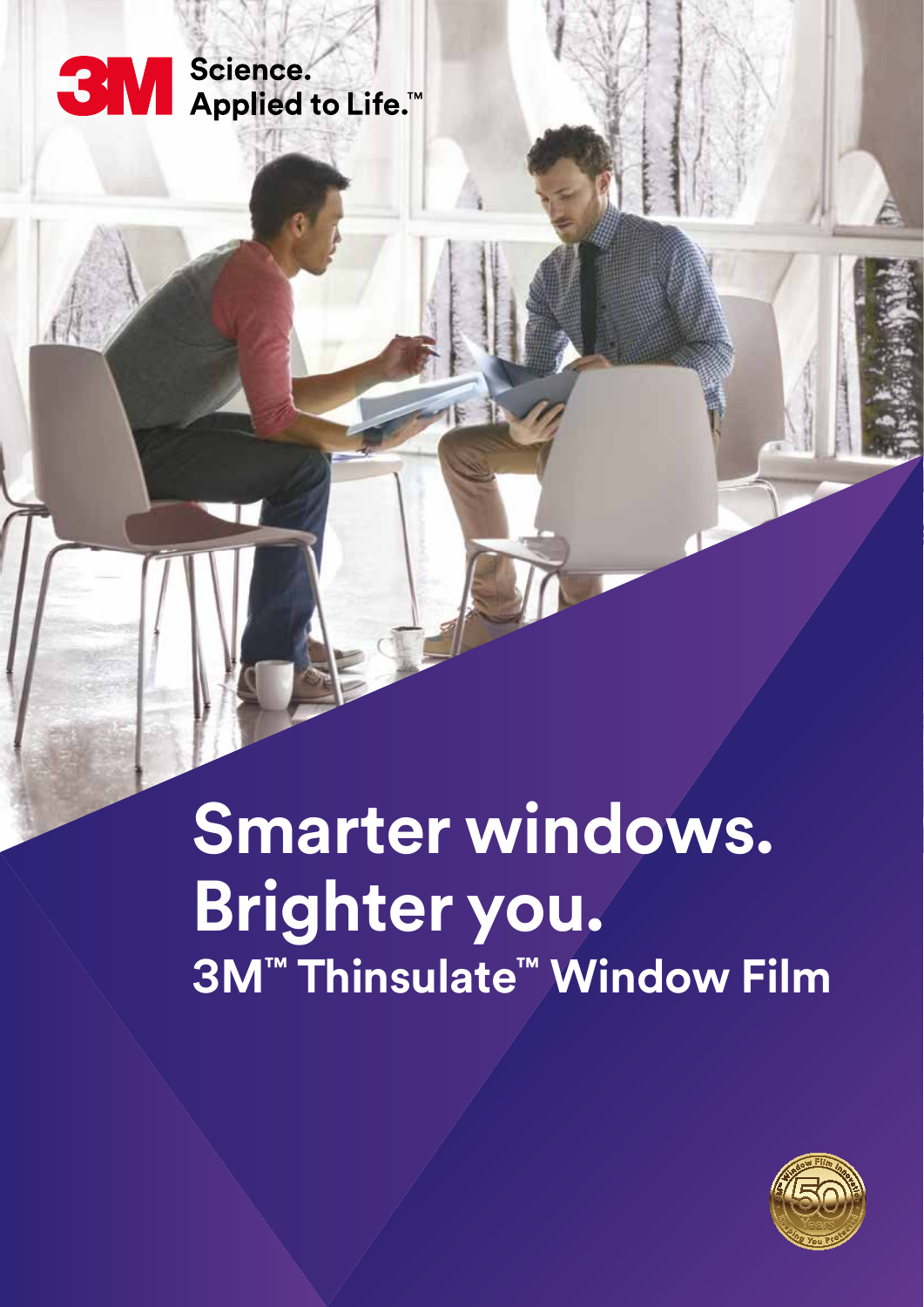3M Science. Applied to Life.™

# Smarter windows. Brighter you.

## 3M™ Thinsulate™ Window Film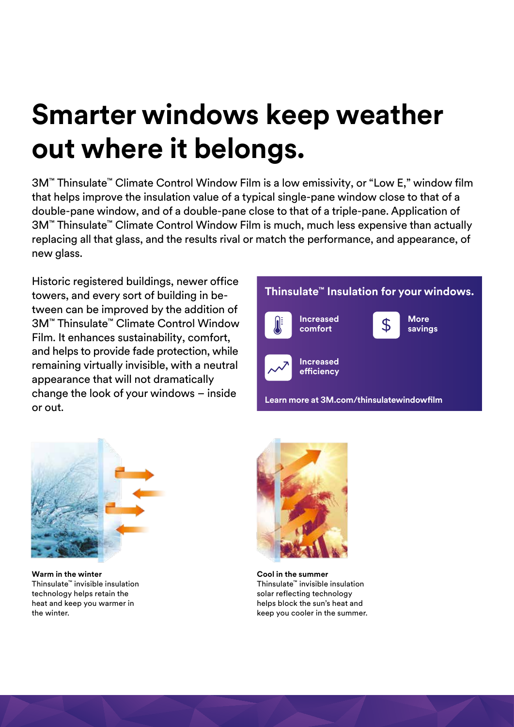# Smarter windows keep weather out where it belongs.

3M™ Thinsulate™ Climate Control Window Film is a low emissivity, or "Low E," window film that helps improve the insulation value of a typical single-pane window close to that of a double-pane window, and of a double-pane close to that of a triple-pane. Application of 3M™ Thinsulate™ Climate Control Window Film is much, much less expensive than actually replacing all that glass, and the results rival or match the performance, and appearance, of new glass.

Historic registered buildings, newer office towers, and every sort of building in between can be improved by the addition of 3M™ Thinsulate™ Climate Control Window Film. It enhances sustainability, comfort, and helps to provide fade protection, while remaining virtually invisible, with a neutral appearance that will not dramatically change the look of your windows – inside or out.

## Thinsulate™ Insulation for your windows.

- Increased comfort
- More savings
- Increased efficiency

**Learn more at 3M.com/thinsulatewindowfilm**

**Warm in the winter**
Thinsulate™ invisible insulation technology helps retain the heat and keep you warmer in the winter.

**Cool in the summer**
Thinsulate™ invisible insulation solar reflecting technology helps block the sun's heat and keep you cooler in the summer.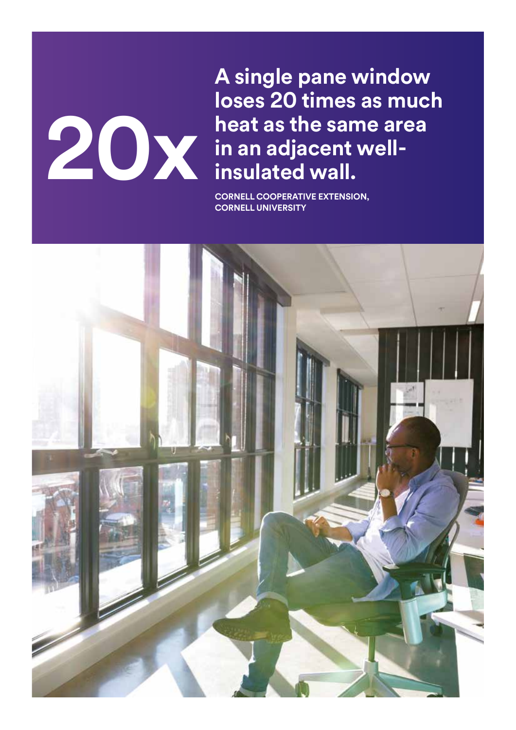# 20x

**A single pane window loses 20 times as much heat as the same area in an adjacent well-insulated wall.**

CORNELL COOPERATIVE EXTENSION, CORNELL UNIVERSITY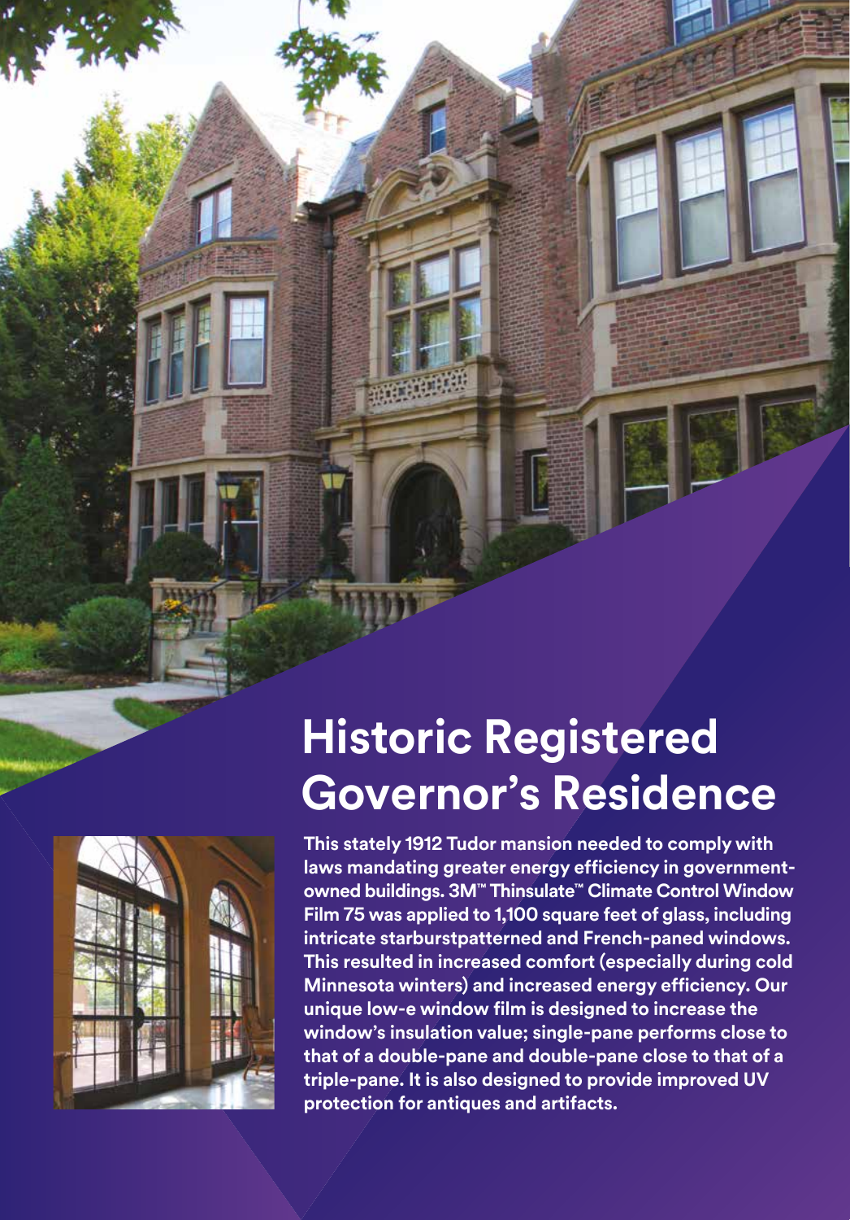# Historic Registered Governor's Residence

**This stately 1912 Tudor mansion needed to comply with laws mandating greater energy efficiency in government-owned buildings. 3M™ Thinsulate™ Climate Control Window Film 75 was applied to 1,100 square feet of glass, including intricate starburstpatterned and French-paned windows. This resulted in increased comfort (especially during cold Minnesota winters) and increased energy efficiency. Our unique low-e window film is designed to increase the window's insulation value; single-pane performs close to that of a double-pane and double-pane close to that of a triple-pane. It is also designed to provide improved UV protection for antiques and artifacts.**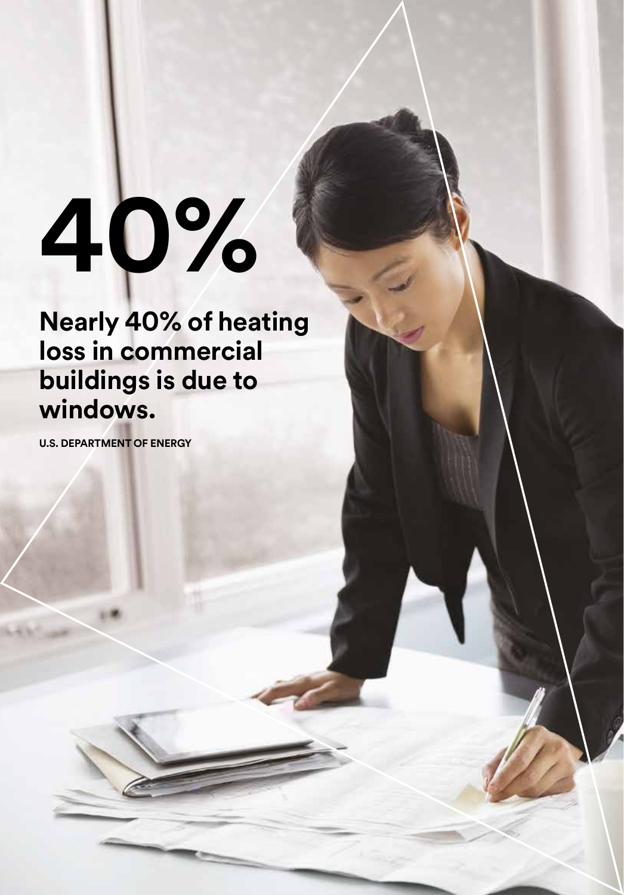# 40%

**Nearly 40% of heating loss in commercial buildings is due to windows.**

**U.S. DEPARTMENT OF ENERGY**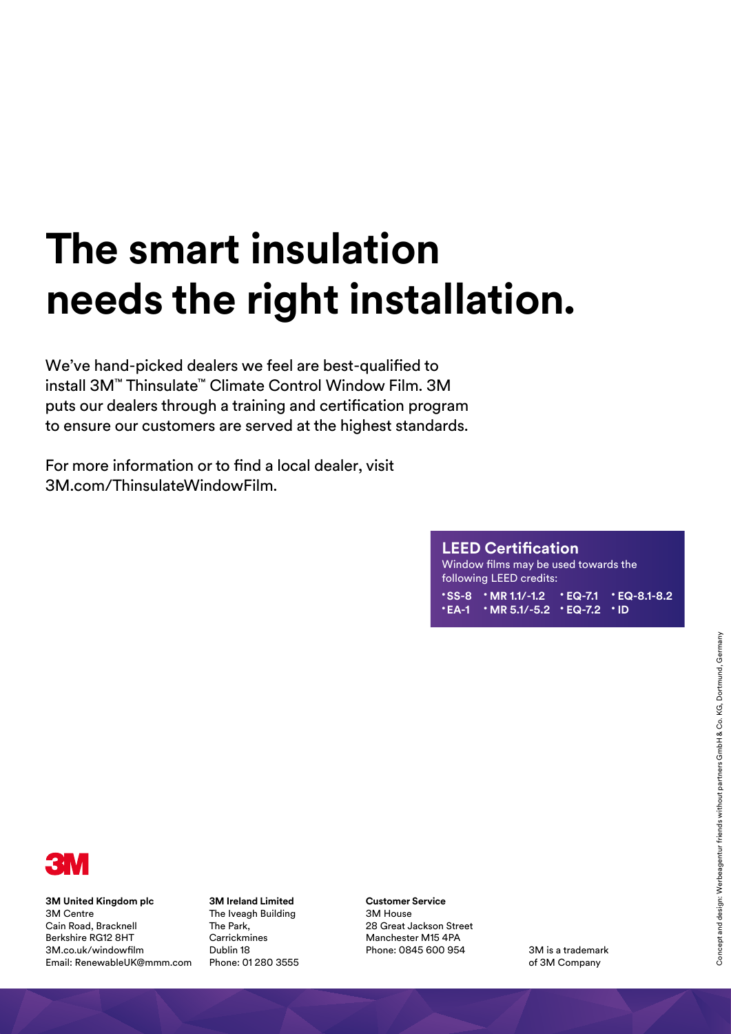# The smart insulation needs the right installation.

We've hand-picked dealers we feel are best-qualified to install 3M™ Thinsulate™ Climate Control Window Film. 3M puts our dealers through a training and certification program to ensure our customers are served at the highest standards.

For more information or to find a local dealer, visit 3M.com/ThinsulateWindowFilm.

## LEED Certification

Window films may be used towards the following LEED credits:

- **SS-8**
- **EA-1**
- **MR 1.1/-1.2**
- **MR 5.1/-5.2**
- **EQ-7.1**
- **EQ-7.2**
- **EQ-8.1-8.2**
- **ID**

**3M United Kingdom plc**
3M Centre
Cain Road, Bracknell
Berkshire RG12 8HT
3M.co.uk/windowfilm
Email: RenewableUK@mmm.com

**3M Ireland Limited**
The Iveagh Building
The Park,
Carrickmines
Dublin 18
Phone: 01 280 3555

**Customer Service**
3M House
28 Great Jackson Street
Manchester M15 4PA
Phone: 0845 600 954

3M is a trademark of 3M Company

Concept and design: Werbeagentur friends without partners GmbH & Co. KG, Dortmund, Germany